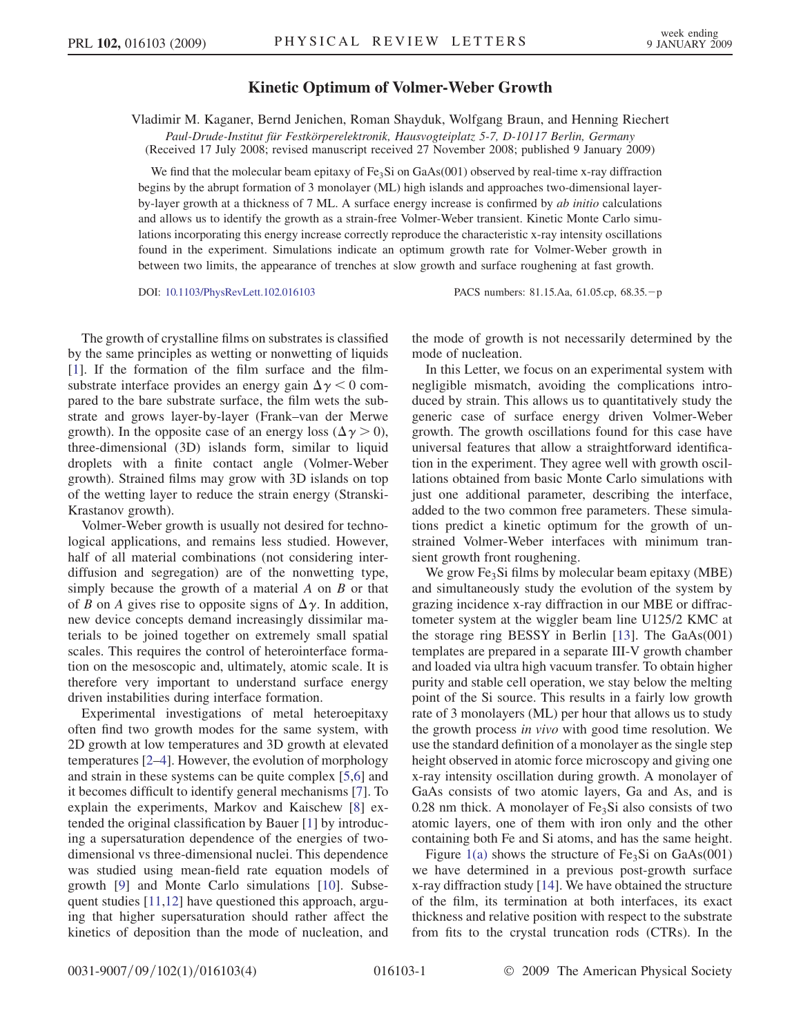# Kinetic Optimum of Volmer-Weber Growth

Vladimir M. Kaganer, Bernd Jenichen, Roman Shayduk, Wolfgang Braun, and Henning Riechert

*Paul-Drude-Institut für Festkörperelektronik, Hausvogteiplatz 5-7, D-10117 Berlin, Germany*

(Received 17 July 2008; revised manuscript received 27 November 2008; published 9 January 2009)

We find that the molecular beam epitaxy of $Fe_3Si$ on GaAs(001) observed by real-time x-ray diffraction begins by the abrupt formation of 3 monolayer (ML) high islands and approaches two-dimensional layer-by-layer growth at a thickness of 7 ML. A surface energy increase is confirmed by *ab initio* calculations and allows us to identify the growth as a strain-free Volmer-Weber transient. Kinetic Monte Carlo simulations incorporating this energy increase correctly reproduce the characteristic x-ray intensity oscillations found in the experiment. Simulations indicate an optimum growth rate for Volmer-Weber growth in between two limits, the appearance of trenches at slow growth and surface roughening at fast growth.

DOI: 10.1103/PhysRevLett.102.016103 PACS numbers: 81.15.Aa, 61.05.cp, 68.35.−p

The growth of crystalline films on substrates is classified by the same principles as wetting or nonwetting of liquids [1]. If the formation of the film surface and the film-substrate interface provides an energy gain $\Delta\gamma < 0$ compared to the bare substrate surface, the film wets the substrate and grows layer-by-layer (Frank–van der Merwe growth). In the opposite case of an energy loss ($\Delta\gamma > 0$), three-dimensional (3D) islands form, similar to liquid droplets with a finite contact angle (Volmer-Weber growth). Strained films may grow with 3D islands on top of the wetting layer to reduce the strain energy (Stranski-Krastanov growth).

Volmer-Weber growth is usually not desired for technological applications, and remains less studied. However, half of all material combinations (not considering interdiffusion and segregation) are of the nonwetting type, simply because the growth of a material *A* on *B* or that of *B* on *A* gives rise to opposite signs of $\Delta\gamma$. In addition, new device concepts demand increasingly dissimilar materials to be joined together on extremely small spatial scales. This requires the control of heterointerface formation on the mesoscopic and, ultimately, atomic scale. It is therefore very important to understand surface energy driven instabilities during interface formation.

Experimental investigations of metal heteroepitaxy often find two growth modes for the same system, with 2D growth at low temperatures and 3D growth at elevated temperatures [2–4]. However, the evolution of morphology and strain in these systems can be quite complex [5,6] and it becomes difficult to identify general mechanisms [7]. To explain the experiments, Markov and Kaischew [8] extended the original classification by Bauer [1] by introducing a supersaturation dependence of the energies of two-dimensional vs three-dimensional nuclei. This dependence was studied using mean-field rate equation models of growth [9] and Monte Carlo simulations [10]. Subsequent studies [11,12] have questioned this approach, arguing that higher supersaturation should rather affect the kinetics of deposition than the mode of nucleation, and the mode of growth is not necessarily determined by the mode of nucleation.

In this Letter, we focus on an experimental system with negligible mismatch, avoiding the complications introduced by strain. This allows us to quantitatively study the generic case of surface energy driven Volmer-Weber growth. The growth oscillations found for this case have universal features that allow a straightforward identification in the experiment. They agree well with growth oscillations obtained from basic Monte Carlo simulations with just one additional parameter, describing the interface, added to the two common free parameters. These simulations predict a kinetic optimum for the growth of unstrained Volmer-Weber interfaces with minimum transient growth front roughening.

We grow $Fe_3Si$ films by molecular beam epitaxy (MBE) and simultaneously study the evolution of the system by grazing incidence x-ray diffraction in our MBE or diffractometer system at the wiggler beam line U125/2 KMC at the storage ring BESSY in Berlin [13]. The GaAs(001) templates are prepared in a separate III-V growth chamber and loaded via ultra high vacuum transfer. To obtain higher purity and stable cell operation, we stay below the melting point of the Si source. This results in a fairly low growth rate of 3 monolayers (ML) per hour that allows us to study the growth process *in vivo* with good time resolution. We use the standard definition of a monolayer as the single step height observed in atomic force microscopy and giving one x-ray intensity oscillation during growth. A monolayer of GaAs consists of two atomic layers, Ga and As, and is 0.28 nm thick. A monolayer of $Fe_3Si$ also consists of two atomic layers, one of them with iron only and the other containing both Fe and Si atoms, and has the same height.

Figure 1(a) shows the structure of $Fe_3Si$ on GaAs(001) we have determined in a previous post-growth surface x-ray diffraction study [14]. We have obtained the structure of the film, its termination at both interfaces, its exact thickness and relative position with respect to the substrate from fits to the crystal truncation rods (CTRs). In the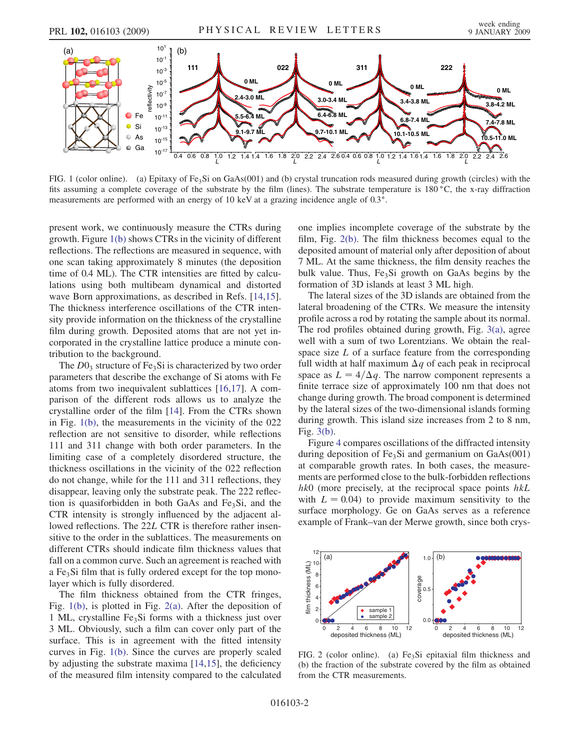FIG. 1 (color online). (a) Epitaxy of $Fe_3Si$ on GaAs(001) and (b) crystal truncation rods measured during growth (circles) with the fits assuming a complete coverage of the substrate by the film (lines). The substrate temperature is 180 °C, the x-ray diffraction measurements are performed with an energy of 10 keV at a grazing incidence angle of 0.3°.

present work, we continuously measure the CTRs during growth. Figure 1(b) shows CTRs in the vicinity of different reflections. The reflections are measured in sequence, with one scan taking approximately 8 minutes (the deposition time of 0.4 ML). The CTR intensities are fitted by calculations using both multibeam dynamical and distorted wave Born approximations, as described in Refs. [14,15]. The thickness interference oscillations of the CTR intensity provide information on the thickness of the crystalline film during growth. Deposited atoms that are not yet incorporated in the crystalline lattice produce a minute contribution to the background.

The $D0_3$ structure of $Fe_3Si$ is characterized by two order parameters that describe the exchange of Si atoms with Fe atoms from two inequivalent sublattices [16,17]. A comparison of the different rods allows us to analyze the crystalline order of the film [14]. From the CTRs shown in Fig. 1(b), the measurements in the vicinity of the 022 reflection are not sensitive to disorder, while reflections 111 and 311 change with both order parameters. In the limiting case of a completely disordered structure, the thickness oscillations in the vicinity of the 022 reflection do not change, while for the 111 and 311 reflections, they disappear, leaving only the substrate peak. The 222 reflection is quasiforbidden in both GaAs and $Fe_3Si$, and the CTR intensity is strongly influenced by the adjacent allowed reflections. The $22L$ CTR is therefore rather insensitive to the order in the sublattices. The measurements on different CTRs should indicate film thickness values that fall on a common curve. Such an agreement is reached with a $Fe_3Si$ film that is fully ordered except for the top monolayer which is fully disordered.

The film thickness obtained from the CTR fringes, Fig. 1(b), is plotted in Fig. 2(a). After the deposition of 1 ML, crystalline $Fe_3Si$ forms with a thickness just over 3 ML. Obviously, such a film can cover only part of the surface. This is in agreement with the fitted intensity curves in Fig. 1(b). Since the curves are properly scaled by adjusting the substrate maxima [14,15], the deficiency of the measured film intensity compared to the calculated one implies incomplete coverage of the substrate by the film, Fig. 2(b). The film thickness becomes equal to the deposited amount of material only after deposition of about 7 ML. At the same thickness, the film density reaches the bulk value. Thus, $Fe_3Si$ growth on GaAs begins by the formation of 3D islands at least 3 ML high.

The lateral sizes of the 3D islands are obtained from the lateral broadening of the CTRs. We measure the intensity profile across a rod by rotating the sample about its normal. The rod profiles obtained during growth, Fig. 3(a), agree well with a sum of two Lorentzians. We obtain the real-space size $L$ of a surface feature from the corresponding full width at half maximum $\Delta q$ of each peak in reciprocal space as $L = 4/\Delta q$. The narrow component represents a finite terrace size of approximately 100 nm that does not change during growth. The broad component is determined by the lateral sizes of the two-dimensional islands forming during growth. This island size increases from 2 to 8 nm, Fig. 3(b).

Figure 4 compares oscillations of the diffracted intensity during deposition of $Fe_3Si$ and germanium on GaAs(001) at comparable growth rates. In both cases, the measurements are performed close to the bulk-forbidden reflections $hk0$ (more precisely, at the reciprocal space points $hkL$ with $L = 0.04$) to provide maximum sensitivity to the surface morphology. Ge on GaAs serves as a reference example of Frank–van der Merwe growth, since both crys-

FIG. 2 (color online). (a) $Fe_3Si$ epitaxial film thickness and (b) the fraction of the substrate covered by the film as obtained from the CTR measurements.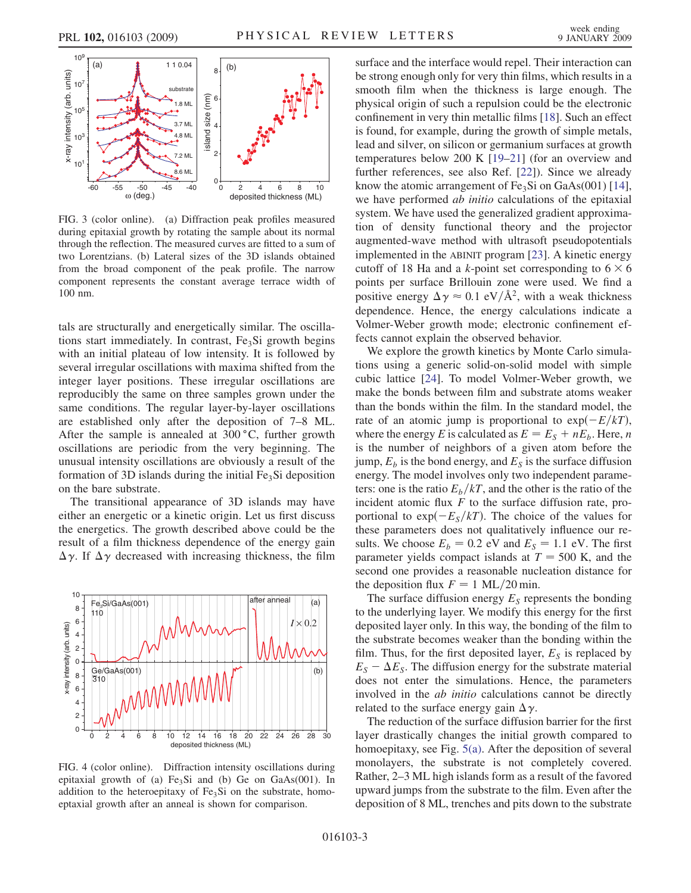FIG. 3 (color online). (a) Diffraction peak profiles measured during epitaxial growth by rotating the sample about its normal through the reflection. The measured curves are fitted to a sum of two Lorentzians. (b) Lateral sizes of the 3D islands obtained from the broad component of the peak profile. The narrow component represents the constant average terrace width of 100 nm.

tals are structurally and energetically similar. The oscillations start immediately. In contrast, $Fe_3Si$ growth begins with an initial plateau of low intensity. It is followed by several irregular oscillations with maxima shifted from the integer layer positions. These irregular oscillations are reproducibly the same on three samples grown under the same conditions. The regular layer-by-layer oscillations are established only after the deposition of 7–8 ML. After the sample is annealed at 300 °C, further growth oscillations are periodic from the very beginning. The unusual intensity oscillations are obviously a result of the formation of 3D islands during the initial $Fe_3Si$ deposition on the bare substrate.

The transitional appearance of 3D islands may have either an energetic or a kinetic origin. Let us first discuss the energetics. The growth described above could be the result of a film thickness dependence of the energy gain $\Delta\gamma$. If $\Delta\gamma$ decreased with increasing thickness, the film surface and the interface would repel. Their interaction can be strong enough only for very thin films, which results in a smooth film when the thickness is large enough. The physical origin of such a repulsion could be the electronic confinement in very thin metallic films [18]. Such an effect is found, for example, during the growth of simple metals, lead and silver, on silicon or germanium surfaces at growth temperatures below 200 K [19–21] (for an overview and further references, see also Ref. [22]). Since we already know the atomic arrangement of $Fe_3Si$ on GaAs(001) [14], we have performed *ab initio* calculations of the epitaxial system. We have used the generalized gradient approximation of density functional theory and the projector augmented-wave method with ultrasoft pseudopotentials implemented in the ABINIT program [23]. A kinetic energy cutoff of 18 Ha and a $k$-point set corresponding to $6 \times 6$ points per surface Brillouin zone were used. We find a positive energy $\Delta\gamma \approx 0.1$ eV/Å$^2$, with a weak thickness dependence. Hence, the energy calculations indicate a Volmer-Weber growth mode; electronic confinement effects cannot explain the observed behavior.

We explore the growth kinetics by Monte Carlo simulations using a generic solid-on-solid model with simple cubic lattice [24]. To model Volmer-Weber growth, we make the bonds between film and substrate atoms weaker than the bonds within the film. In the standard model, the rate of an atomic jump is proportional to $\exp(-E/kT)$, where the energy $E$ is calculated as $E = E_S + nE_b$. Here, $n$ is the number of neighbors of a given atom before the jump, $E_b$ is the bond energy, and $E_S$ is the surface diffusion energy. The model involves only two independent parameters: one is the ratio $E_b/kT$, and the other is the ratio of the incident atomic flux $F$ to the surface diffusion rate, proportional to $\exp(-E_S/kT)$. The choice of the values for these parameters does not qualitatively influence our results. We choose $E_b = 0.2$ eV and $E_S = 1.1$ eV. The first parameter yields compact islands at $T = 500$ K, and the second one provides a reasonable nucleation distance for the deposition flux $F = 1$ ML/20 min.

The surface diffusion energy $E_S$ represents the bonding to the underlying layer. We modify this energy for the first deposited layer only. In this way, the bonding of the film to the substrate becomes weaker than the bonding within the film. Thus, for the first deposited layer, $E_S$ is replaced by $E_S - \Delta E_S$. The diffusion energy for the substrate material does not enter the simulations. Hence, the parameters involved in the *ab initio* calculations cannot be directly related to the surface energy gain $\Delta\gamma$.

The reduction of the surface diffusion barrier for the first layer drastically changes the initial growth compared to homoepitaxy, see Fig. 5(a). After the deposition of several monolayers, the substrate is not completely covered. Rather, 2–3 ML high islands form as a result of the favored upward jumps from the substrate to the film. Even after the deposition of 8 ML, trenches and pits down to the substrate

FIG. 4 (color online). Diffraction intensity oscillations during epitaxial growth of (a) $Fe_3Si$ and (b) Ge on GaAs(001). In addition to the heteroepitaxy of $Fe_3Si$ on the substrate, homoepitaxial growth after an anneal is shown for comparison.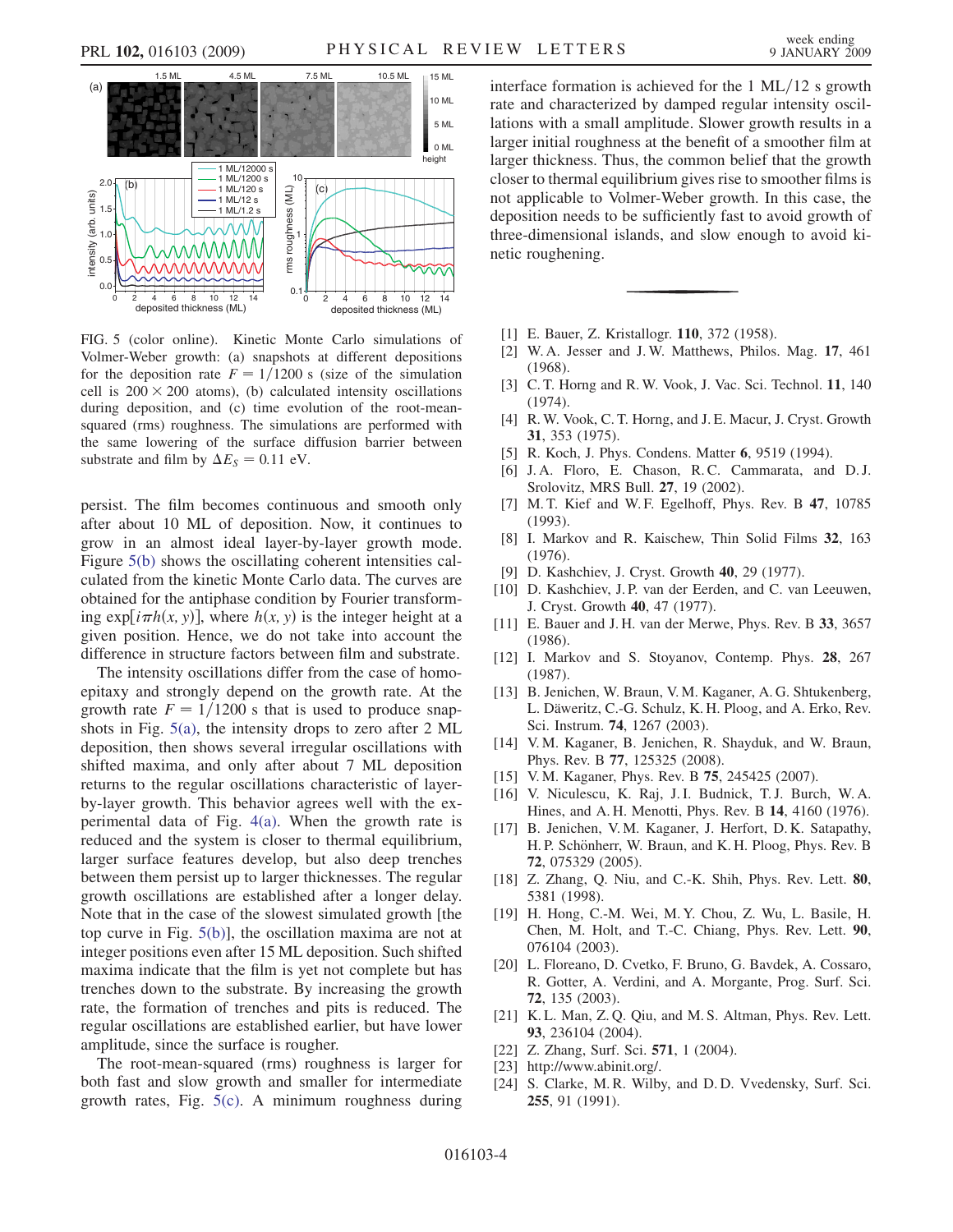(a)

1.5 ML

4.5 ML

7.5 ML

10.5 ML

15 ML

10 ML

5 ML

0 ML

height

(b)

intensity (arb. units)

2.0

1.5

1.0

0.5

0.0

0 2 4 6 8 10 12 14

deposited thickness (ML)

1 ML/12000 s

1 ML/1200 s

1 ML/120 s

1 ML/12 s

1 ML/1.2 s

(c)

rms roughness (ML)

10

1

0.1

0 2 4 6 8 10 12 14

deposited thickness (ML)

FIG. 5 (color online). Kinetic Monte Carlo simulations of Volmer-Weber growth: (a) snapshots at different depositions for the deposition rate $F = 1/1200$ s (size of the simulation cell is $200 \times 200$ atoms), (b) calculated intensity oscillations during deposition, and (c) time evolution of the root-mean-squared (rms) roughness. The simulations are performed with the same lowering of the surface diffusion barrier between substrate and film by $\Delta E_S = 0.11$ eV.

persist. The film becomes continuous and smooth only after about 10 ML of deposition. Now, it continues to grow in an almost ideal layer-by-layer growth mode. Figure 5(b) shows the oscillating coherent intensities calculated from the kinetic Monte Carlo data. The curves are obtained for the antiphase condition by Fourier transforming $\exp[i\pi h(x, y)]$, where $h(x, y)$ is the integer height at a given position. Hence, we do not take into account the difference in structure factors between film and substrate.

The intensity oscillations differ from the case of homoepitaxy and strongly depend on the growth rate. At the growth rate $F = 1/1200$ s that is used to produce snapshots in Fig. 5(a), the intensity drops to zero after 2 ML deposition, then shows several irregular oscillations with shifted maxima, and only after about 7 ML deposition returns to the regular oscillations characteristic of layer-by-layer growth. This behavior agrees well with the experimental data of Fig. 4(a). When the growth rate is reduced and the system is closer to thermal equilibrium, larger surface features develop, but also deep trenches between them persist up to larger thicknesses. The regular growth oscillations are established after a longer delay. Note that in the case of the slowest simulated growth [the top curve in Fig. 5(b)], the oscillation maxima are not at integer positions even after 15 ML deposition. Such shifted maxima indicate that the film is yet not complete but has trenches down to the substrate. By increasing the growth rate, the formation of trenches and pits is reduced. The regular oscillations are established earlier, but have lower amplitude, since the surface is rougher.

The root-mean-squared (rms) roughness is larger for both fast and slow growth and smaller for intermediate growth rates, Fig. 5(c). A minimum roughness during interface formation is achieved for the 1 ML/12 s growth rate and characterized by damped regular intensity oscillations with a small amplitude. Slower growth results in a larger initial roughness at the benefit of a smoother film at larger thickness. Thus, the common belief that the growth closer to thermal equilibrium gives rise to smoother films is not applicable to Volmer-Weber growth. In this case, the deposition needs to be sufficiently fast to avoid growth of three-dimensional islands, and slow enough to avoid kinetic roughening.

---

[1] E. Bauer, Z. Kristallogr. **110**, 372 (1958).

[2] W. A. Jesser and J. W. Matthews, Philos. Mag. **17**, 461 (1968).

[3] C. T. Horng and R. W. Vook, J. Vac. Sci. Technol. **11**, 140 (1974).

[4] R. W. Vook, C. T. Horng, and J. E. Macur, J. Cryst. Growth **31**, 353 (1975).

[5] R. Koch, J. Phys. Condens. Matter **6**, 9519 (1994).

[6] J. A. Floro, E. Chason, R. C. Cammarata, and D. J. Srolovitz, MRS Bull. **27**, 19 (2002).

[7] M. T. Kief and W. F. Egelhoff, Phys. Rev. B **47**, 10785 (1993).

[8] I. Markov and R. Kaischew, Thin Solid Films **32**, 163 (1976).

[9] D. Kashchiev, J. Cryst. Growth **40**, 29 (1977).

[10] D. Kashchiev, J. P. van der Eerden, and C. van Leeuwen, J. Cryst. Growth **40**, 47 (1977).

[11] E. Bauer and J. H. van der Merwe, Phys. Rev. B **33**, 3657 (1986).

[12] I. Markov and S. Stoyanov, Contemp. Phys. **28**, 267 (1987).

[13] B. Jenichen, W. Braun, V. M. Kaganer, A. G. Shtukenberg, L. Däweritz, C.-G. Schulz, K. H. Ploog, and A. Erko, Rev. Sci. Instrum. **74**, 1267 (2003).

[14] V. M. Kaganer, B. Jenichen, R. Shayduk, and W. Braun, Phys. Rev. B **77**, 125325 (2008).

[15] V. M. Kaganer, Phys. Rev. B **75**, 245425 (2007).

[16] V. Niculescu, K. Raj, J. I. Budnick, T. J. Burch, W. A. Hines, and A. H. Menotti, Phys. Rev. B **14**, 4160 (1976).

[17] B. Jenichen, V. M. Kaganer, J. Herfort, D. K. Satapathy, H. P. Schönherr, W. Braun, and K. H. Ploog, Phys. Rev. B **72**, 075329 (2005).

[18] Z. Zhang, Q. Niu, and C.-K. Shih, Phys. Rev. Lett. **80**, 5381 (1998).

[19] H. Hong, C.-M. Wei, M. Y. Chou, Z. Wu, L. Basile, H. Chen, M. Holt, and T.-C. Chiang, Phys. Rev. Lett. **90**, 076104 (2003).

[20] L. Floreano, D. Cvetko, F. Bruno, G. Bavdek, A. Cossaro, R. Gotter, A. Verdini, and A. Morgante, Prog. Surf. Sci. **72**, 135 (2003).

[21] K. L. Man, Z. Q. Qiu, and M. S. Altman, Phys. Rev. Lett. **93**, 236104 (2004).

[22] Z. Zhang, Surf. Sci. **571**, 1 (2004).

[23] http://www.abinit.org/.

[24] S. Clarke, M. R. Wilby, and D. D. Vvedensky, Surf. Sci. **255**, 91 (1991).